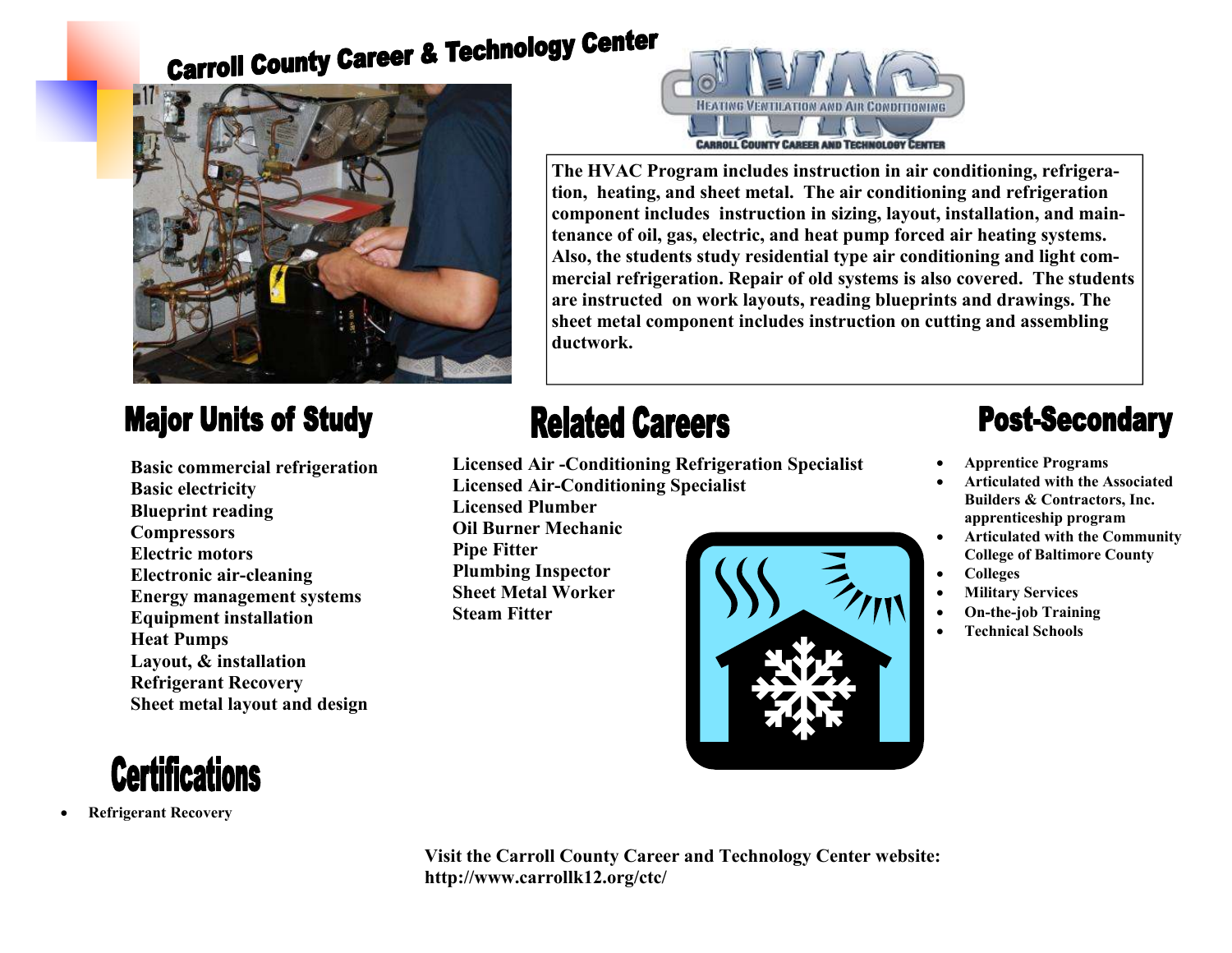# Carroll County Career & Technology Center

HVAC
HEATING VENTILATION AND AIR CONDITIONING
CARROLL COUNTY CAREER AND TECHNOLOGY CENTER

**The HVAC Program includes instruction in air conditioning, refrigeration, heating, and sheet metal. The air conditioning and refrigeration component includes instruction in sizing, layout, installation, and maintenance of oil, gas, electric, and heat pump forced air heating systems. Also, the students study residential type air conditioning and light commercial refrigeration. Repair of old systems is also covered. The students are instructed on work layouts, reading blueprints and drawings. The sheet metal component includes instruction on cutting and assembling ductwork.**

## Major Units of Study

**Basic commercial refrigeration**
**Basic electricity**
**Blueprint reading**
**Compressors**
**Electric motors**
**Electronic air-cleaning**
**Energy management systems**
**Equipment installation**
**Heat Pumps**
**Layout, & installation**
**Refrigerant Recovery**
**Sheet metal layout and design**

## Related Careers

**Licensed Air -Conditioning Refrigeration Specialist**
**Licensed Air-Conditioning Specialist**
**Licensed Plumber**
**Oil Burner Mechanic**
**Pipe Fitter**
**Plumbing Inspector**
**Sheet Metal Worker**
**Steam Fitter**

## Post-Secondary

- **Apprentice Programs**
- **Articulated with the Associated Builders & Contractors, Inc. apprenticeship program**
- **Articulated with the Community College of Baltimore County**
- **Colleges**
- **Military Services**
- **On-the-job Training**
- **Technical Schools**

## Certifications

- **Refrigerant Recovery**

**Visit the Carroll County Career and Technology Center website: http://www.carrollk12.org/ctc/**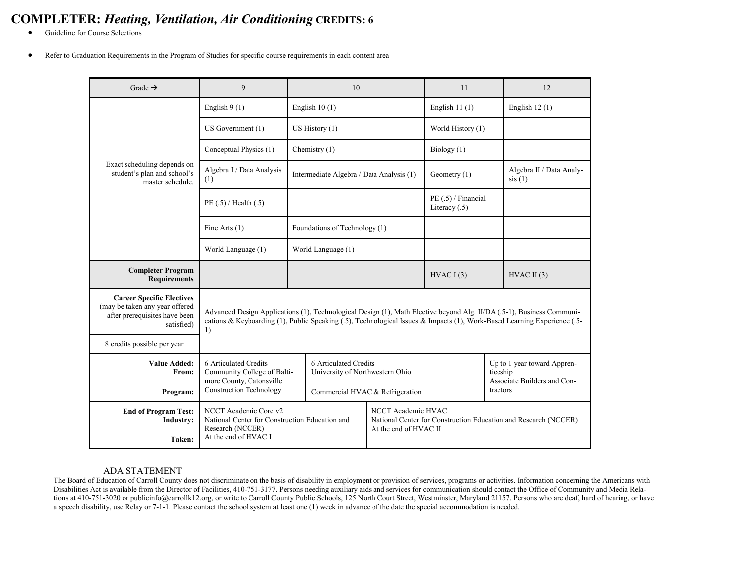# COMPLETER: *Heating, Ventilation, Air Conditioning* CREDITS: 6

- Guideline for Course Selections
- Refer to Graduation Requirements in the Program of Studies for specific course requirements in each content area

| Grade → | 9 | 10 | 11 | 12 |
|---|---|---|---|---|
| Exact scheduling depends on student's plan and school's master schedule. | English 9 (1) | English 10 (1) | English 11 (1) | English 12 (1) |
| | US Government (1) | US History (1) | World History (1) | |
| | Conceptual Physics (1) | Chemistry (1) | Biology (1) | |
| | Algebra I / Data Analysis (1) | Intermediate Algebra / Data Analysis (1) | Geometry (1) | Algebra II / Data Analysis (1) |
| | PE (.5) / Health (.5) | | PE (.5) / Financial Literacy (.5) | |
| | Fine Arts (1) | Foundations of Technology (1) | | |
| | World Language (1) | World Language (1) | | |
| **Completer Program Requirements** | | | HVAC I (3) | HVAC II (3) |
| **Career Specific Electives** (may be taken any year offered after prerequisites have been satisfied) 8 credits possible per year | Advanced Design Applications (1), Technological Design (1), Math Elective beyond Alg. II/DA (.5-1), Business Communications & Keyboarding (1), Public Speaking (.5), Technological Issues & Impacts (1), Work-Based Learning Experience (.5-1) | | | |
| **Value Added: From: Program:** | 6 Articulated Credits Community College of Baltimore County, Catonsville Construction Technology | 6 Articulated Credits University of Northwestern Ohio Commercial HVAC & Refrigeration | | Up to 1 year toward Apprenticeship Associate Builders and Contractors |
| **End of Program Test: Industry: Taken:** | NCCT Academic Core v2 National Center for Construction Education and Research (NCCER) At the end of HVAC I | NCCT Academic HVAC National Center for Construction Education and Research (NCCER) At the end of HVAC II | | |

ADA STATEMENT

The Board of Education of Carroll County does not discriminate on the basis of disability in employment or provision of services, programs or activities. Information concerning the Americans with Disabilities Act is available from the Director of Facilities, 410-751-3177. Persons needing auxiliary aids and services for communication should contact the Office of Community and Media Relations at 410-751-3020 or publicinfo@carrollk12.org, or write to Carroll County Public Schools, 125 North Court Street, Westminster, Maryland 21157. Persons who are deaf, hard of hearing, or have a speech disability, use Relay or 7-1-1. Please contact the school system at least one (1) week in advance of the date the special accommodation is needed.